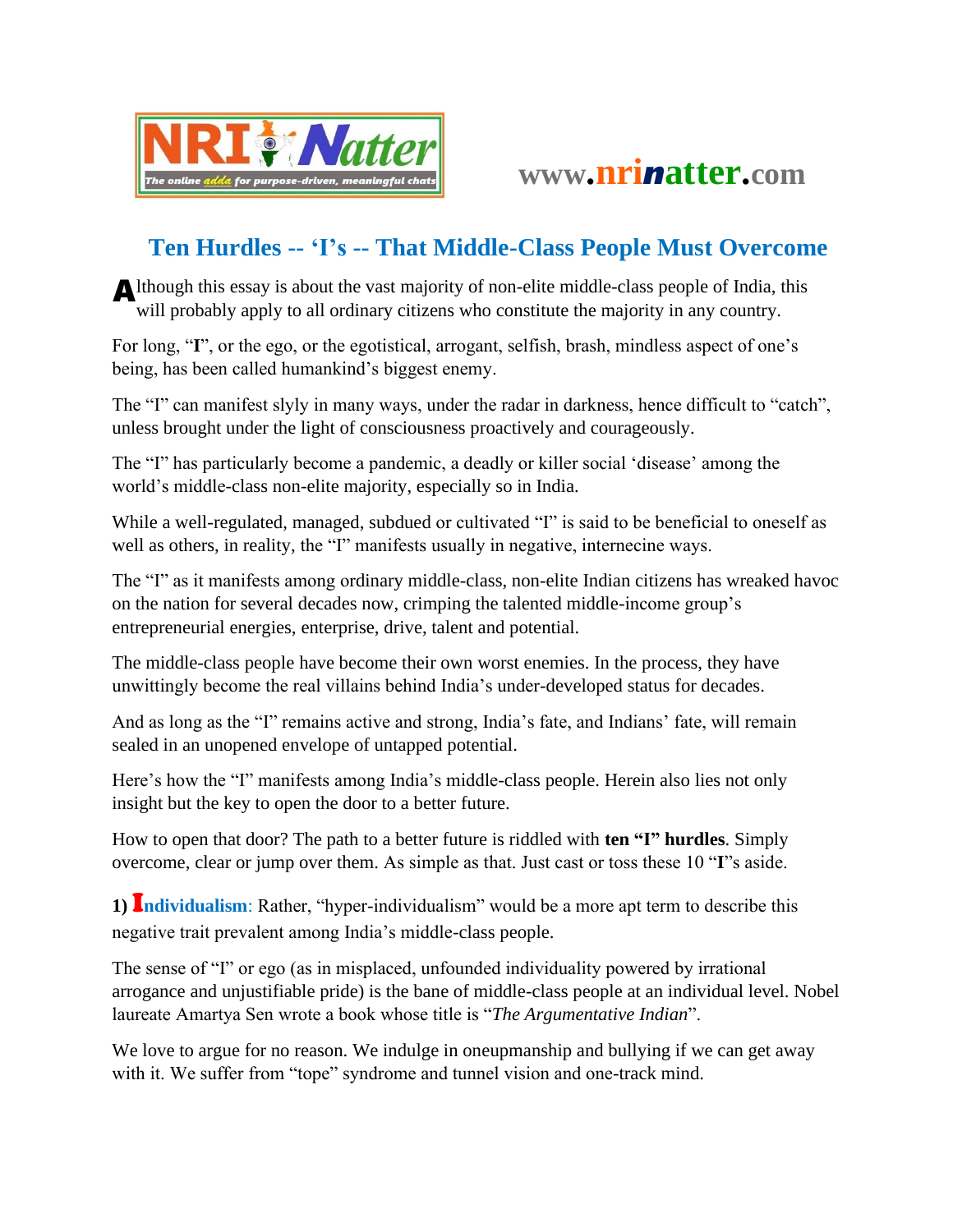www.nrinatter.com

# Ten Hurdles -- 'I's -- That Middle-Class People Must Overcome

Although this essay is about the vast majority of non-elite middle-class people of India, this will probably apply to all ordinary citizens who constitute the majority in any country.

For long, "**I**", or the ego, or the egotistical, arrogant, selfish, brash, mindless aspect of one's being, has been called humankind's biggest enemy.

The "I" can manifest slyly in many ways, under the radar in darkness, hence difficult to "catch", unless brought under the light of consciousness proactively and courageously.

The "I" has particularly become a pandemic, a deadly or killer social 'disease' among the world's middle-class non-elite majority, especially so in India.

While a well-regulated, managed, subdued or cultivated "I" is said to be beneficial to oneself as well as others, in reality, the "I" manifests usually in negative, internecine ways.

The "I" as it manifests among ordinary middle-class, non-elite Indian citizens has wreaked havoc on the nation for several decades now, crimping the talented middle-income group's entrepreneurial energies, enterprise, drive, talent and potential.

The middle-class people have become their own worst enemies. In the process, they have unwittingly become the real villains behind India's under-developed status for decades.

And as long as the "I" remains active and strong, India's fate, and Indians' fate, will remain sealed in an unopened envelope of untapped potential.

Here's how the "I" manifests among India's middle-class people. Herein also lies not only insight but the key to open the door to a better future.

How to open that door? The path to a better future is riddled with **ten "I" hurdles**. Simply overcome, clear or jump over them. As simple as that. Just cast or toss these 10 "**I**"s aside.

**1) Individualism**: Rather, "hyper-individualism" would be a more apt term to describe this negative trait prevalent among India's middle-class people.

The sense of "I" or ego (as in misplaced, unfounded individuality powered by irrational arrogance and unjustifiable pride) is the bane of middle-class people at an individual level. Nobel laureate Amartya Sen wrote a book whose title is "*The Argumentative Indian*".

We love to argue for no reason. We indulge in oneupmanship and bullying if we can get away with it. We suffer from "tope" syndrome and tunnel vision and one-track mind.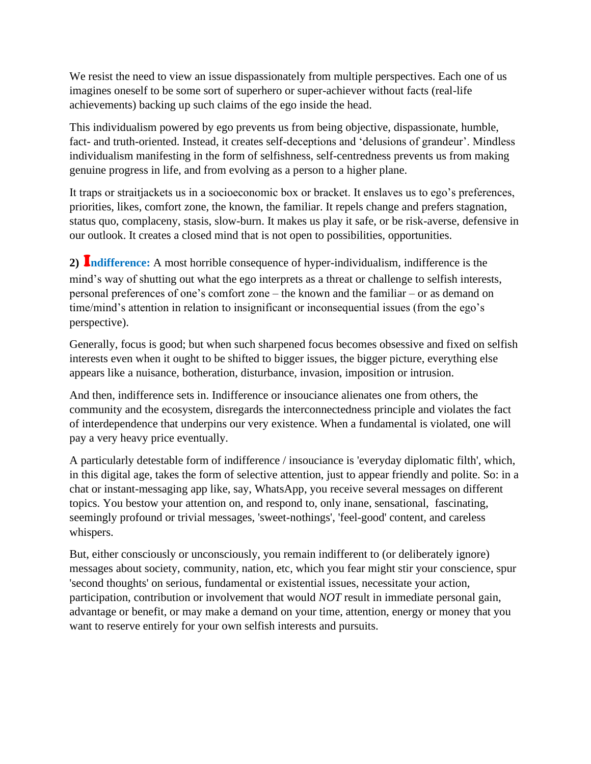We resist the need to view an issue dispassionately from multiple perspectives. Each one of us imagines oneself to be some sort of superhero or super-achiever without facts (real-life achievements) backing up such claims of the ego inside the head.

This individualism powered by ego prevents us from being objective, dispassionate, humble, fact- and truth-oriented. Instead, it creates self-deceptions and 'delusions of grandeur'. Mindless individualism manifesting in the form of selfishness, self-centredness prevents us from making genuine progress in life, and from evolving as a person to a higher plane.

It traps or straitjackets us in a socioeconomic box or bracket. It enslaves us to ego's preferences, priorities, likes, comfort zone, the known, the familiar. It repels change and prefers stagnation, status quo, complacency, stasis, slow-burn. It makes us play it safe, or be risk-averse, defensive in our outlook. It creates a closed mind that is not open to possibilities, opportunities.

**2) Indifference:** A most horrible consequence of hyper-individualism, indifference is the mind's way of shutting out what the ego interprets as a threat or challenge to selfish interests, personal preferences of one's comfort zone – the known and the familiar – or as demand on time/mind's attention in relation to insignificant or inconsequential issues (from the ego's perspective).

Generally, focus is good; but when such sharpened focus becomes obsessive and fixed on selfish interests even when it ought to be shifted to bigger issues, the bigger picture, everything else appears like a nuisance, botheration, disturbance, invasion, imposition or intrusion.

And then, indifference sets in. Indifference or insouciance alienates one from others, the community and the ecosystem, disregards the interconnectedness principle and violates the fact of interdependence that underpins our very existence. When a fundamental is violated, one will pay a very heavy price eventually.

A particularly detestable form of indifference / insouciance is 'everyday diplomatic filth', which, in this digital age, takes the form of selective attention, just to appear friendly and polite. So: in a chat or instant-messaging app like, say, WhatsApp, you receive several messages on different topics. You bestow your attention on, and respond to, only inane, sensational, fascinating, seemingly profound or trivial messages, 'sweet-nothings', 'feel-good' content, and careless whispers.

But, either consciously or unconsciously, you remain indifferent to (or deliberately ignore) messages about society, community, nation, etc, which you fear might stir your conscience, spur 'second thoughts' on serious, fundamental or existential issues, necessitate your action, participation, contribution or involvement that would *NOT* result in immediate personal gain, advantage or benefit, or may make a demand on your time, attention, energy or money that you want to reserve entirely for your own selfish interests and pursuits.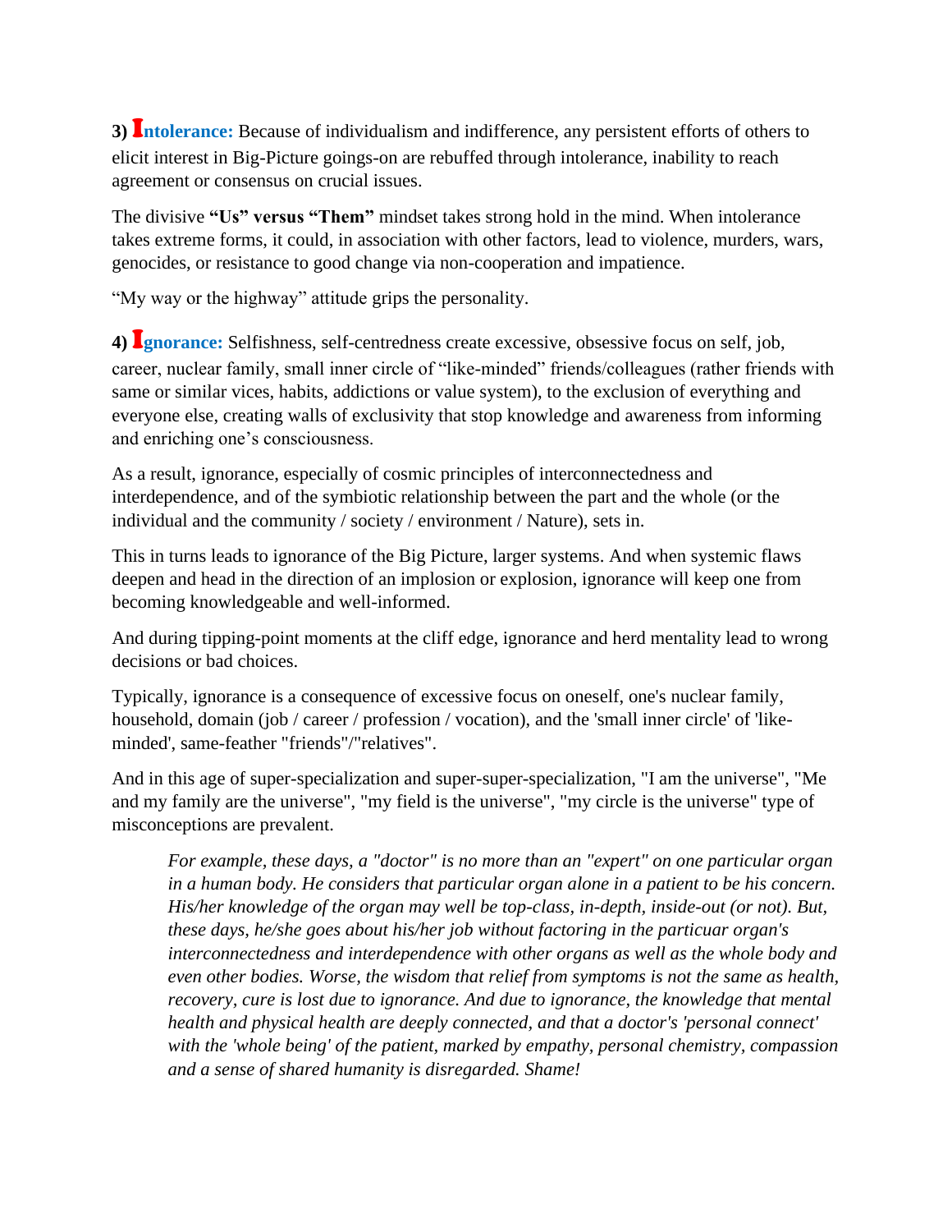**3) Intolerance:** Because of individualism and indifference, any persistent efforts of others to elicit interest in Big-Picture goings-on are rebuffed through intolerance, inability to reach agreement or consensus on crucial issues.

The divisive **"Us" versus "Them"** mindset takes strong hold in the mind. When intolerance takes extreme forms, it could, in association with other factors, lead to violence, murders, wars, genocides, or resistance to good change via non-cooperation and impatience.

"My way or the highway" attitude grips the personality.

**4) Ignorance:** Selfishness, self-centredness create excessive, obsessive focus on self, job, career, nuclear family, small inner circle of "like-minded" friends/colleagues (rather friends with same or similar vices, habits, addictions or value system), to the exclusion of everything and everyone else, creating walls of exclusivity that stop knowledge and awareness from informing and enriching one's consciousness.

As a result, ignorance, especially of cosmic principles of interconnectedness and interdependence, and of the symbiotic relationship between the part and the whole (or the individual and the community / society / environment / Nature), sets in.

This in turns leads to ignorance of the Big Picture, larger systems. And when systemic flaws deepen and head in the direction of an implosion or explosion, ignorance will keep one from becoming knowledgeable and well-informed.

And during tipping-point moments at the cliff edge, ignorance and herd mentality lead to wrong decisions or bad choices.

Typically, ignorance is a consequence of excessive focus on oneself, one's nuclear family, household, domain (job / career / profession / vocation), and the 'small inner circle' of 'like-minded', same-feather "friends"/"relatives".

And in this age of super-specialization and super-super-specialization, "I am the universe", "Me and my family are the universe", "my field is the universe", "my circle is the universe" type of misconceptions are prevalent.

> *For example, these days, a "doctor" is no more than an "expert" on one particular organ in a human body. He considers that particular organ alone in a patient to be his concern. His/her knowledge of the organ may well be top-class, in-depth, inside-out (or not). But, these days, he/she goes about his/her job without factoring in the particuar organ's interconnectedness and interdependence with other organs as well as the whole body and even other bodies. Worse, the wisdom that relief from symptoms is not the same as health, recovery, cure is lost due to ignorance. And due to ignorance, the knowledge that mental health and physical health are deeply connected, and that a doctor's 'personal connect' with the 'whole being' of the patient, marked by empathy, personal chemistry, compassion and a sense of shared humanity is disregarded. Shame!*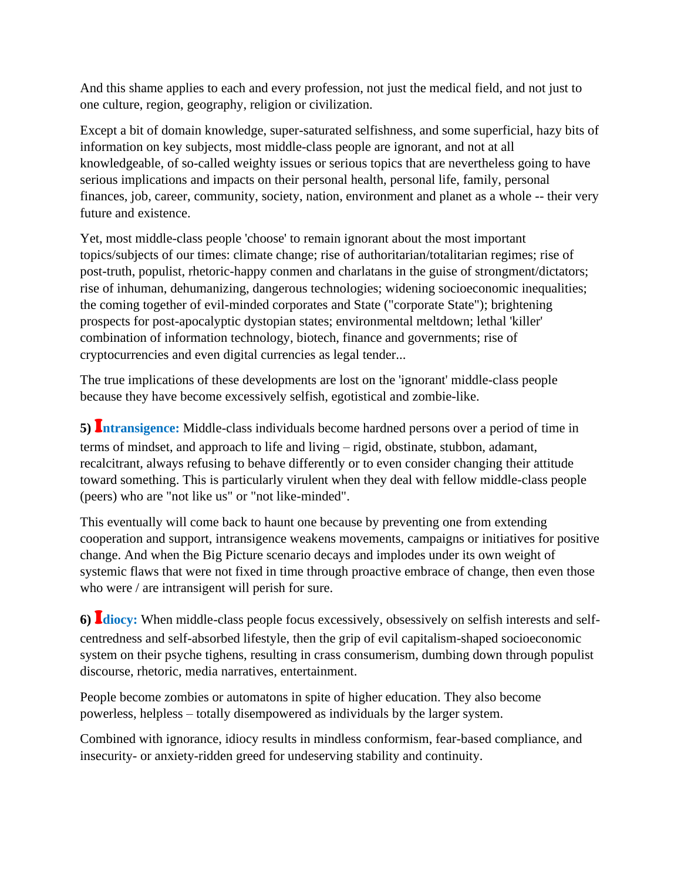And this shame applies to each and every profession, not just the medical field, and not just to one culture, region, geography, religion or civilization.

Except a bit of domain knowledge, super-saturated selfishness, and some superficial, hazy bits of information on key subjects, most middle-class people are ignorant, and not at all knowledgeable, of so-called weighty issues or serious topics that are nevertheless going to have serious implications and impacts on their personal health, personal life, family, personal finances, job, career, community, society, nation, environment and planet as a whole -- their very future and existence.

Yet, most middle-class people 'choose' to remain ignorant about the most important topics/subjects of our times: climate change; rise of authoritarian/totalitarian regimes; rise of post-truth, populist, rhetoric-happy conmen and charlatans in the guise of strongment/dictators; rise of inhuman, dehumanizing, dangerous technologies; widening socioeconomic inequalities; the coming together of evil-minded corporates and State ("corporate State"); brightening prospects for post-apocalyptic dystopian states; environmental meltdown; lethal 'killer' combination of information technology, biotech, finance and governments; rise of cryptocurrencies and even digital currencies as legal tender...

The true implications of these developments are lost on the 'ignorant' middle-class people because they have become excessively selfish, egotistical and zombie-like.

**5) Intransigence:** Middle-class individuals become hardned persons over a period of time in terms of mindset, and approach to life and living – rigid, obstinate, stubbon, adamant, recalcitrant, always refusing to behave differently or to even consider changing their attitude toward something. This is particularly virulent when they deal with fellow middle-class people (peers) who are "not like us" or "not like-minded".

This eventually will come back to haunt one because by preventing one from extending cooperation and support, intransigence weakens movements, campaigns or initiatives for positive change. And when the Big Picture scenario decays and implodes under its own weight of systemic flaws that were not fixed in time through proactive embrace of change, then even those who were / are intransigent will perish for sure.

**6) Idiocy:** When middle-class people focus excessively, obsessively on selfish interests and self-centredness and self-absorbed lifestyle, then the grip of evil capitalism-shaped socioeconomic system on their psyche tighens, resulting in crass consumerism, dumbing down through populist discourse, rhetoric, media narratives, entertainment.

People become zombies or automatons in spite of higher education. They also become powerless, helpless – totally disempowered as individuals by the larger system.

Combined with ignorance, idiocy results in mindless conformism, fear-based compliance, and insecurity- or anxiety-ridden greed for undeserving stability and continuity.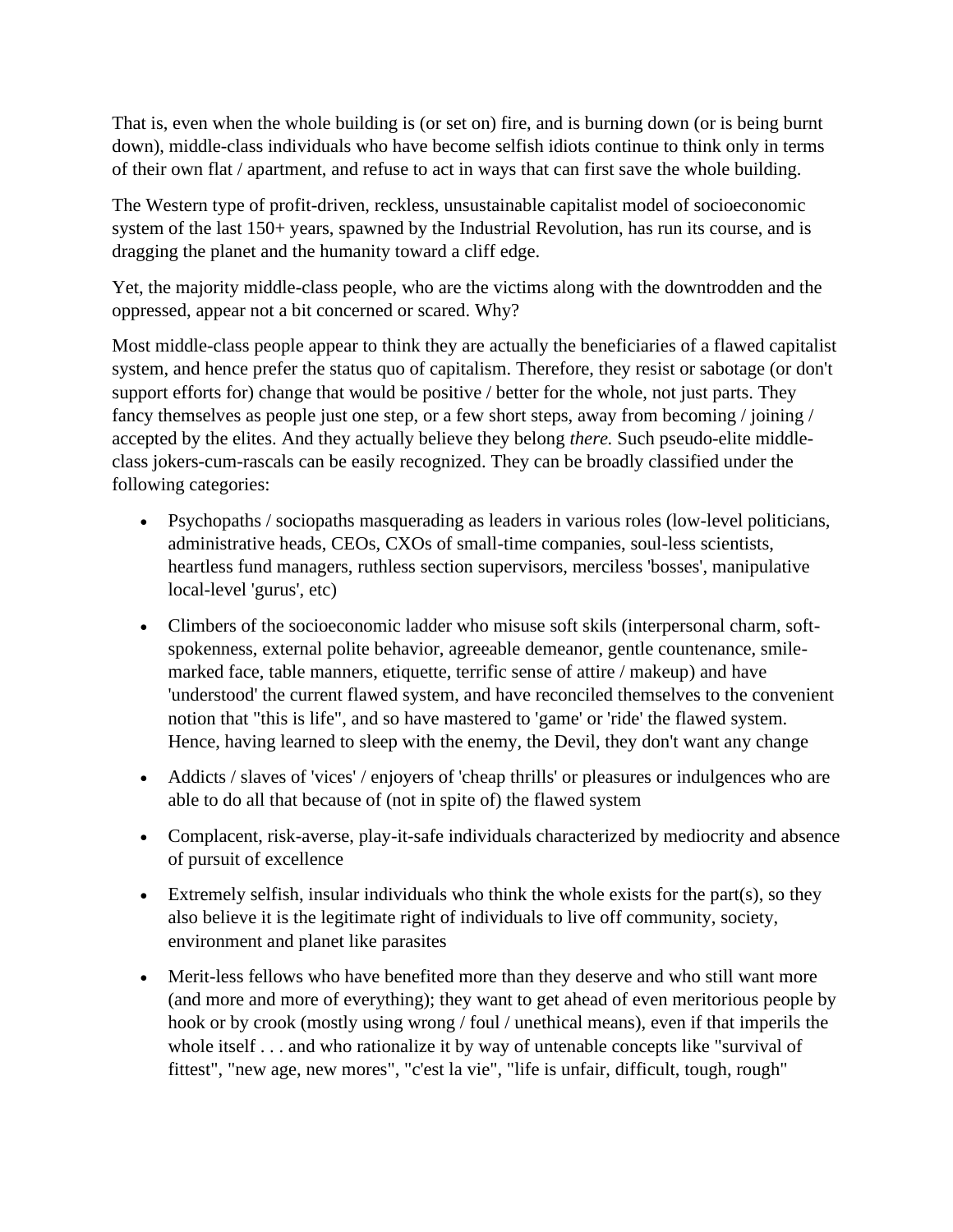That is, even when the whole building is (or set on) fire, and is burning down (or is being burnt down), middle-class individuals who have become selfish idiots continue to think only in terms of their own flat / apartment, and refuse to act in ways that can first save the whole building.

The Western type of profit-driven, reckless, unsustainable capitalist model of socioeconomic system of the last 150+ years, spawned by the Industrial Revolution, has run its course, and is dragging the planet and the humanity toward a cliff edge.

Yet, the majority middle-class people, who are the victims along with the downtrodden and the oppressed, appear not a bit concerned or scared. Why?

Most middle-class people appear to think they are actually the beneficiaries of a flawed capitalist system, and hence prefer the status quo of capitalism. Therefore, they resist or sabotage (or don't support efforts for) change that would be positive / better for the whole, not just parts. They fancy themselves as people just one step, or a few short steps, away from becoming / joining / accepted by the elites. And they actually believe they belong *there.* Such pseudo-elite middle-class jokers-cum-rascals can be easily recognized. They can be broadly classified under the following categories:

- Psychopaths / sociopaths masquerading as leaders in various roles (low-level politicians, administrative heads, CEOs, CXOs of small-time companies, soul-less scientists, heartless fund managers, ruthless section supervisors, merciless 'bosses', manipulative local-level 'gurus', etc)
- Climbers of the socioeconomic ladder who misuse soft skils (interpersonal charm, soft-spokenness, external polite behavior, agreeable demeanor, gentle countenance, smile-marked face, table manners, etiquette, terrific sense of attire / makeup) and have 'understood' the current flawed system, and have reconciled themselves to the convenient notion that "this is life", and so have mastered to 'game' or 'ride' the flawed system. Hence, having learned to sleep with the enemy, the Devil, they don't want any change
- Addicts / slaves of 'vices' / enjoyers of 'cheap thrills' or pleasures or indulgences who are able to do all that because of (not in spite of) the flawed system
- Complacent, risk-averse, play-it-safe individuals characterized by mediocrity and absence of pursuit of excellence
- Extremely selfish, insular individuals who think the whole exists for the part(s), so they also believe it is the legitimate right of individuals to live off community, society, environment and planet like parasites
- Merit-less fellows who have benefited more than they deserve and who still want more (and more and more of everything); they want to get ahead of even meritorious people by hook or by crook (mostly using wrong / foul / unethical means), even if that imperils the whole itself . . . and who rationalize it by way of untenable concepts like "survival of fittest", "new age, new mores", "c'est la vie", "life is unfair, difficult, tough, rough"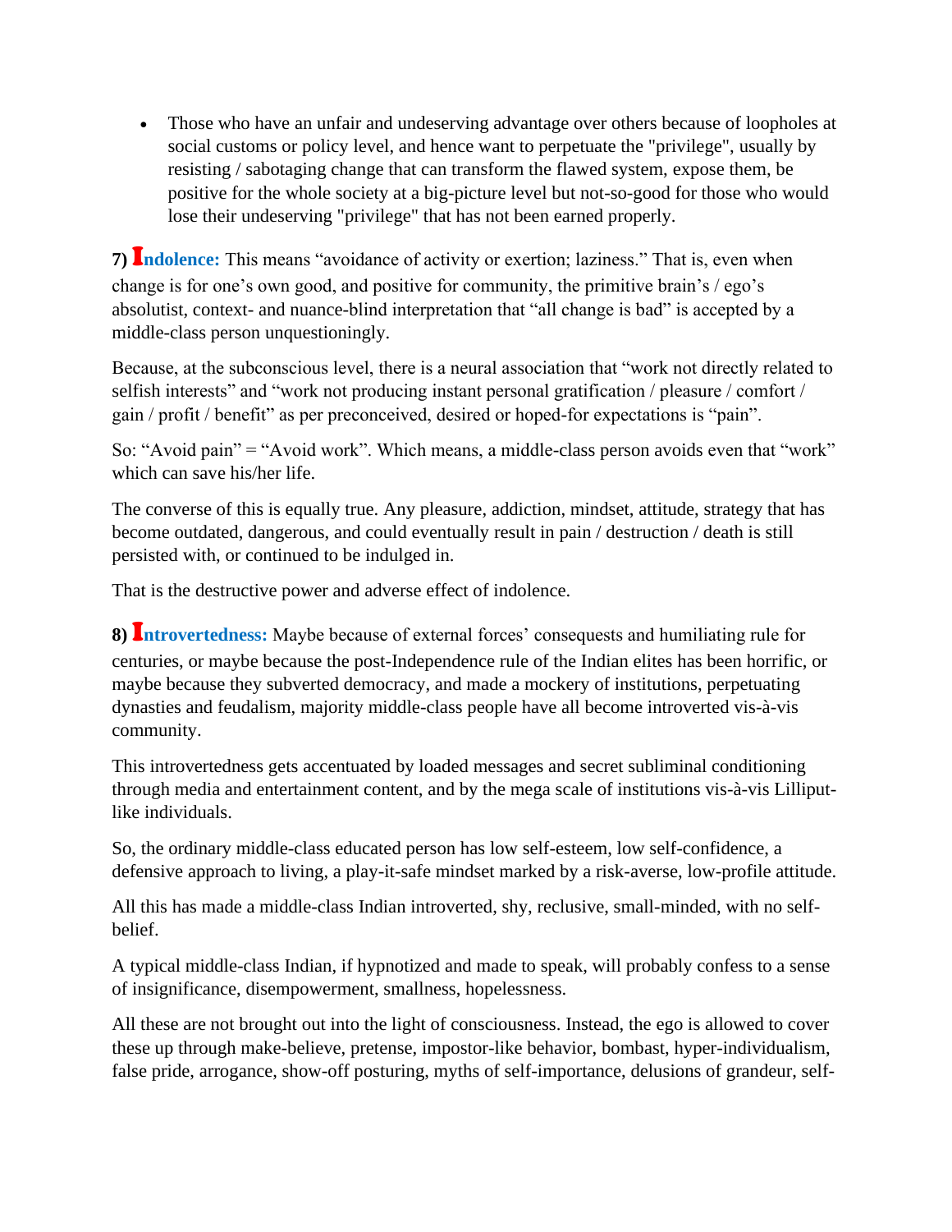- Those who have an unfair and undeserving advantage over others because of loopholes at social customs or policy level, and hence want to perpetuate the "privilege", usually by resisting / sabotaging change that can transform the flawed system, expose them, be positive for the whole society at a big-picture level but not-so-good for those who would lose their undeserving "privilege" that has not been earned properly.

**7) Indolence:** This means "avoidance of activity or exertion; laziness." That is, even when change is for one's own good, and positive for community, the primitive brain's / ego's absolutist, context- and nuance-blind interpretation that "all change is bad" is accepted by a middle-class person unquestioningly.

Because, at the subconscious level, there is a neural association that "work not directly related to selfish interests" and "work not producing instant personal gratification / pleasure / comfort / gain / profit / benefit" as per preconceived, desired or hoped-for expectations is "pain".

So: "Avoid pain" = "Avoid work". Which means, a middle-class person avoids even that "work" which can save his/her life.

The converse of this is equally true. Any pleasure, addiction, mindset, attitude, strategy that has become outdated, dangerous, and could eventually result in pain / destruction / death is still persisted with, or continued to be indulged in.

That is the destructive power and adverse effect of indolence.

**8) Introvertedness:** Maybe because of external forces' consequests and humiliating rule for centuries, or maybe because the post-Independence rule of the Indian elites has been horrific, or maybe because they subverted democracy, and made a mockery of institutions, perpetuating dynasties and feudalism, majority middle-class people have all become introverted vis-à-vis community.

This introvertedness gets accentuated by loaded messages and secret subliminal conditioning through media and entertainment content, and by the mega scale of institutions vis-à-vis Lilliput-like individuals.

So, the ordinary middle-class educated person has low self-esteem, low self-confidence, a defensive approach to living, a play-it-safe mindset marked by a risk-averse, low-profile attitude.

All this has made a middle-class Indian introverted, shy, reclusive, small-minded, with no self-belief.

A typical middle-class Indian, if hypnotized and made to speak, will probably confess to a sense of insignificance, disempowerment, smallness, hopelessness.

All these are not brought out into the light of consciousness. Instead, the ego is allowed to cover these up through make-believe, pretense, impostor-like behavior, bombast, hyper-individualism, false pride, arrogance, show-off posturing, myths of self-importance, delusions of grandeur, self-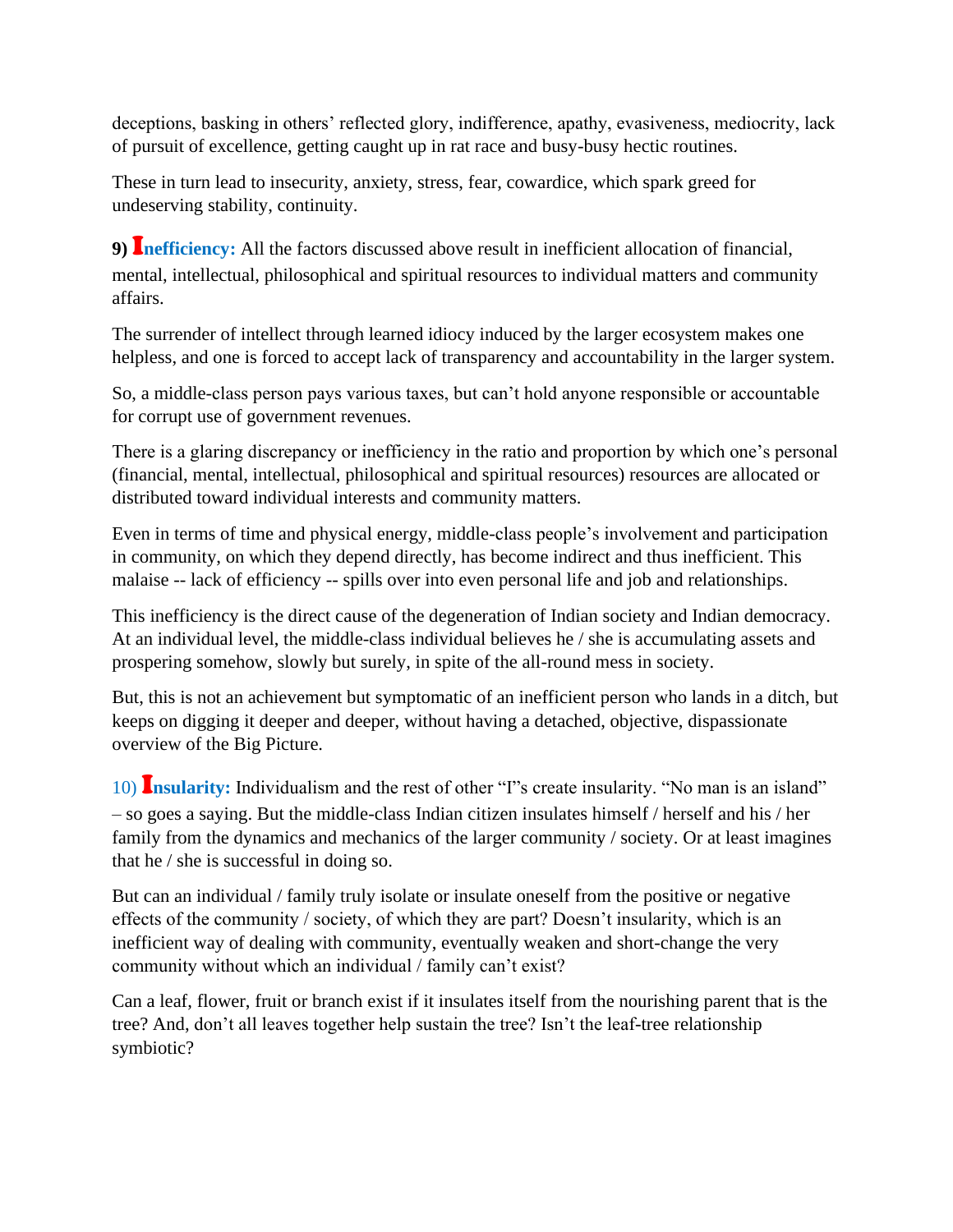deceptions, basking in others' reflected glory, indifference, apathy, evasiveness, mediocrity, lack of pursuit of excellence, getting caught up in rat race and busy-busy hectic routines.

These in turn lead to insecurity, anxiety, stress, fear, cowardice, which spark greed for undeserving stability, continuity.

**9) Inefficiency:** All the factors discussed above result in inefficient allocation of financial, mental, intellectual, philosophical and spiritual resources to individual matters and community affairs.

The surrender of intellect through learned idiocy induced by the larger ecosystem makes one helpless, and one is forced to accept lack of transparency and accountability in the larger system.

So, a middle-class person pays various taxes, but can't hold anyone responsible or accountable for corrupt use of government revenues.

There is a glaring discrepancy or inefficiency in the ratio and proportion by which one's personal (financial, mental, intellectual, philosophical and spiritual resources) resources are allocated or distributed toward individual interests and community matters.

Even in terms of time and physical energy, middle-class people's involvement and participation in community, on which they depend directly, has become indirect and thus inefficient. This malaise -- lack of efficiency -- spills over into even personal life and job and relationships.

This inefficiency is the direct cause of the degeneration of Indian society and Indian democracy. At an individual level, the middle-class individual believes he / she is accumulating assets and prospering somehow, slowly but surely, in spite of the all-round mess in society.

But, this is not an achievement but symptomatic of an inefficient person who lands in a ditch, but keeps on digging it deeper and deeper, without having a detached, objective, dispassionate overview of the Big Picture.

10) **Insularity:** Individualism and the rest of other "I"s create insularity. "No man is an island" – so goes a saying. But the middle-class Indian citizen insulates himself / herself and his / her family from the dynamics and mechanics of the larger community / society. Or at least imagines that he / she is successful in doing so.

But can an individual / family truly isolate or insulate oneself from the positive or negative effects of the community / society, of which they are part? Doesn't insularity, which is an inefficient way of dealing with community, eventually weaken and short-change the very community without which an individual / family can't exist?

Can a leaf, flower, fruit or branch exist if it insulates itself from the nourishing parent that is the tree? And, don't all leaves together help sustain the tree? Isn't the leaf-tree relationship symbiotic?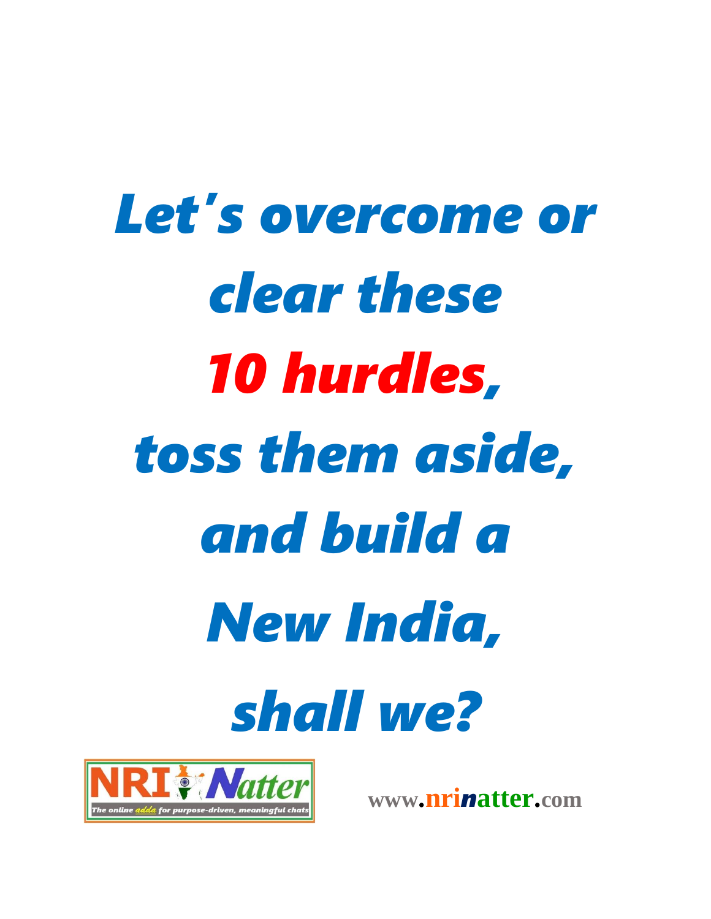# Let's overcome or clear these 10 hurdles, toss them aside, and build a New India, shall we?

NRI Natter
The online adda for purpose-driven, meaningful chats

www.nrinatter.com